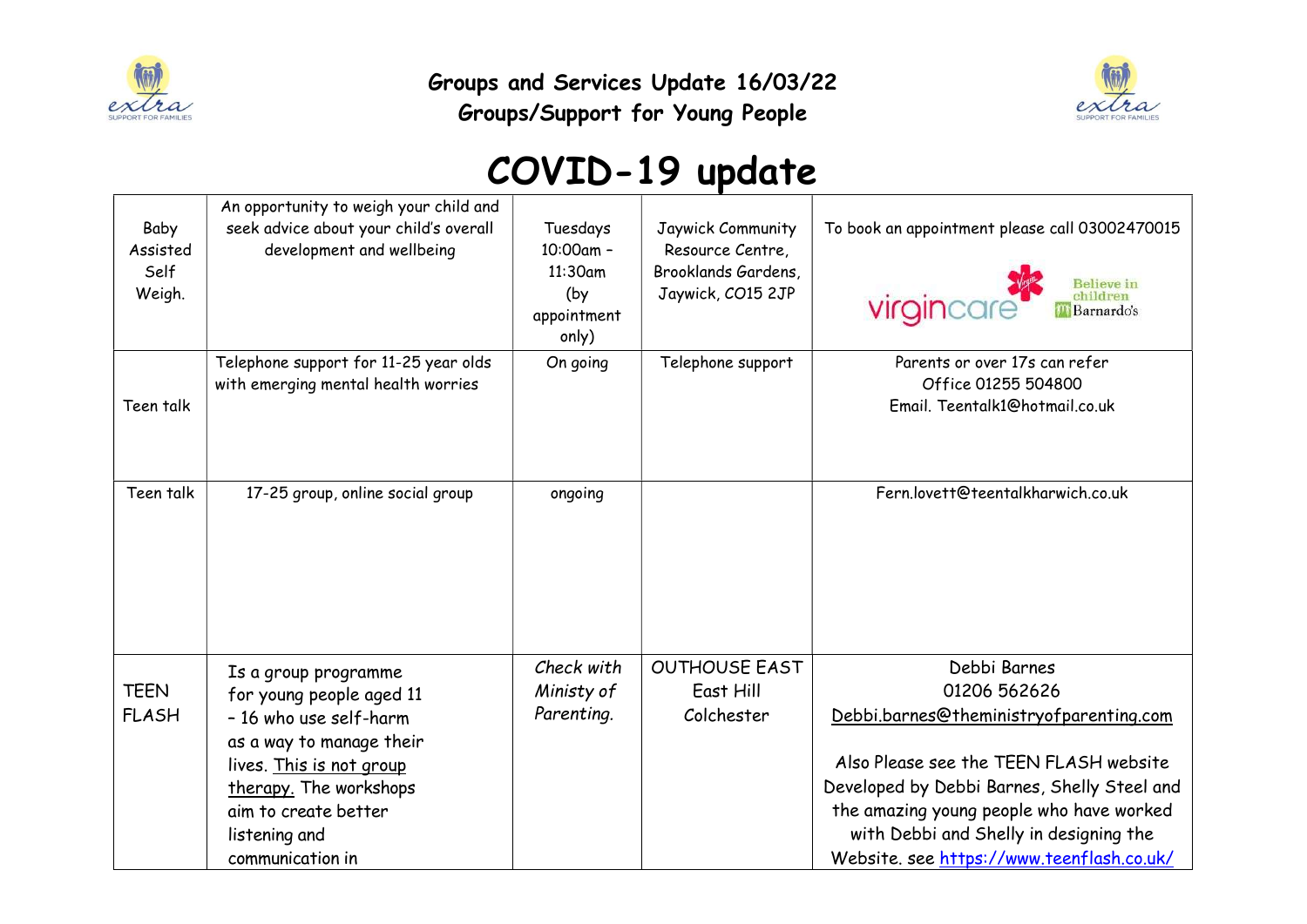## Groups and Services Update 16/03/22

## Groups/Support for Young People

# COVID-19 update

| | | | | |
|---|---|---|---|---|
| Baby Assisted Self Weigh. | An opportunity to weigh your child and seek advice about your child's overall development and wellbeing | Tuesdays 10:00am – 11:30am (by appointment only) | Jaywick Community Resource Centre, Brooklands Gardens, Jaywick, CO15 2JP | To book an appointment please call 03002470015 |
| Teen talk | Telephone support for 11-25 year olds with emerging mental health worries | On going | Telephone support | Parents or over 17s can refer<br>Office 01255 504800<br>Email. Teentalk1@hotmail.co.uk |
| Teen talk | 17-25 group, online social group | ongoing | | Fern.lovett@teentalkharwich.co.uk |
| TEEN FLASH | Is a group programme for young people aged 11 – 16 who use self-harm as a way to manage their lives. <u>This is not group therapy.</u> The workshops aim to create better listening and communication in | *Check with Ministy of Parenting.* | OUTHOUSE EAST<br>East Hill<br>Colchester | Debbi Barnes<br>01206 562626<br>Debbi.barnes@theministryofparenting.com<br><br>Also Please see the TEEN FLASH website Developed by Debbi Barnes, Shelly Steel and the amazing young people who have worked with Debbi and Shelly in designing the Website. see https://www.teenflash.co.uk/ |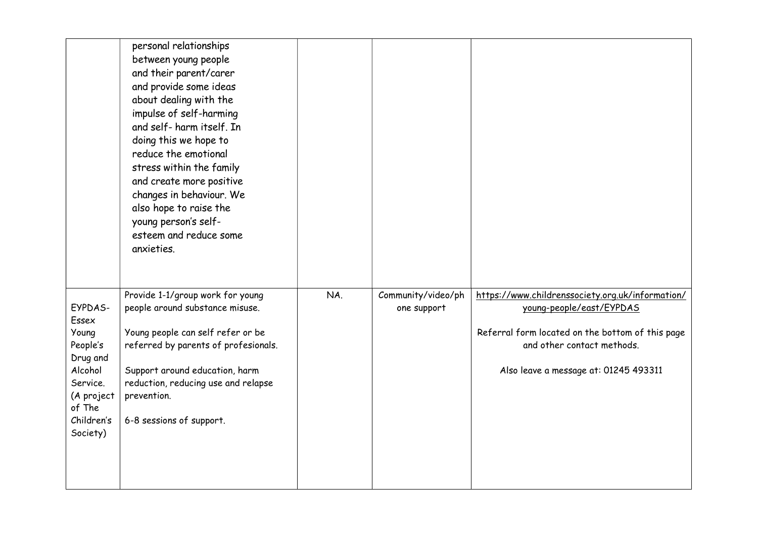| | | | | |
|---|---|---|---|---|
| | personal relationships between young people and their parent/carer and provide some ideas about dealing with the impulse of self-harming and self- harm itself. In doing this we hope to reduce the emotional stress within the family and create more positive changes in behaviour. We also hope to raise the young person's self-esteem and reduce some anxieties. | | | |
| EYPDAS- Essex Young People's Drug and Alcohol Service. (A project of The Children's Society) | Provide 1-1/group work for young people around substance misuse.<br><br>Young people can self refer or be referred by parents of profesionals.<br><br>Support around education, harm reduction, reducing use and relapse prevention.<br><br>6-8 sessions of support. | NA. | Community/video/phone support | https://www.childrenssociety.org.uk/information/young-people/east/EYPDAS<br><br>Referral form located on the bottom of this page and other contact methods.<br><br>Also leave a message at: 01245 493311 |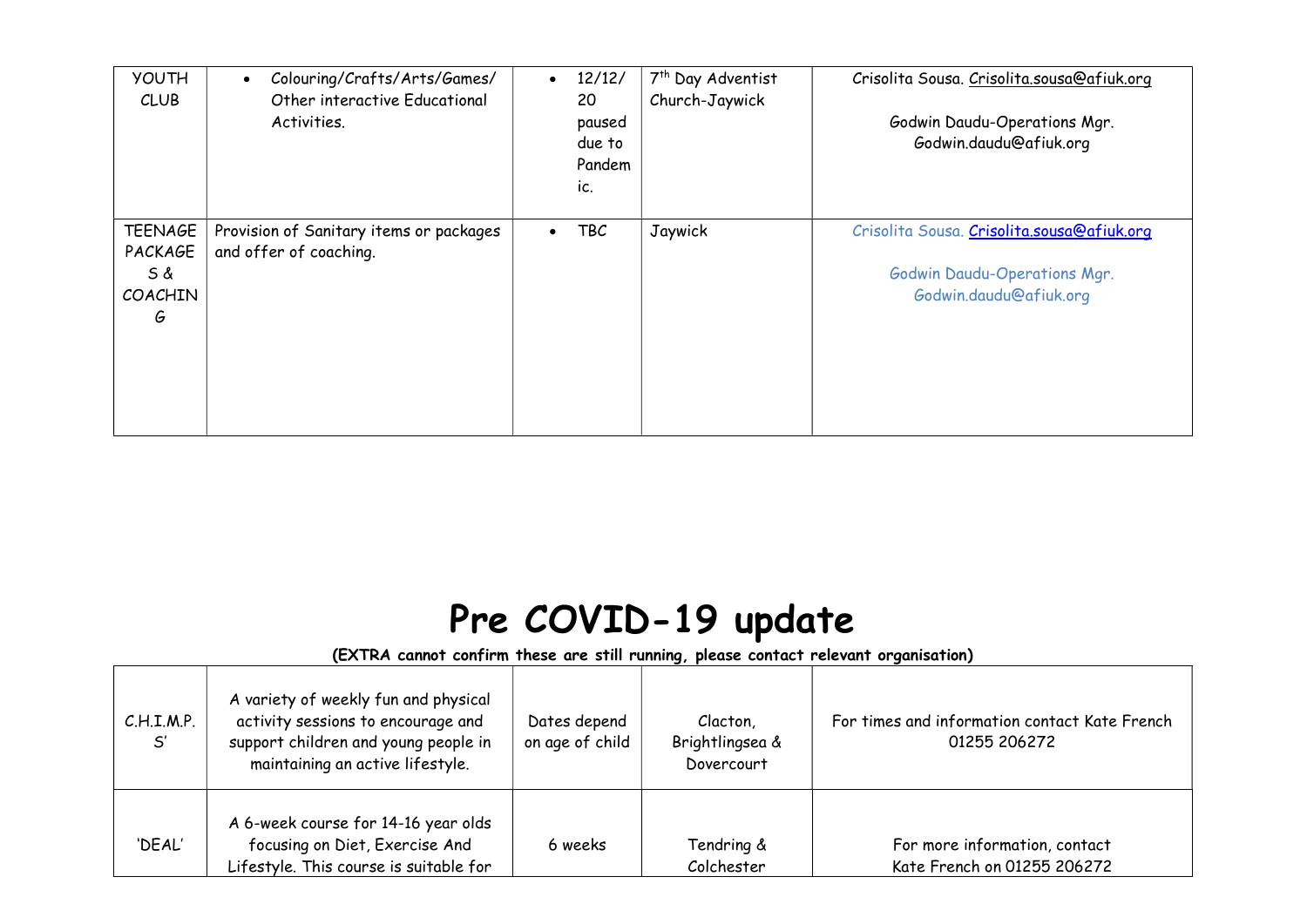| | | | | |
|---|---|---|---|---|
| YOUTH CLUB | • Colouring/Crafts/Arts/Games/ Other interactive Educational Activities. | • 12/12/20 paused due to Pandemic. | 7th Day Adventist Church-Jaywick | Crisolita Sousa. Crisolita.sousa@afiuk.org<br><br>Godwin Daudu-Operations Mgr. Godwin.daudu@afiuk.org |
| TEENAGE PACKAGES & COACHING | Provision of Sanitary items or packages and offer of coaching. | • TBC | Jaywick | Crisolita Sousa. Crisolita.sousa@afiuk.org<br><br>Godwin Daudu-Operations Mgr. Godwin.daudu@afiuk.org |

# Pre COVID-19 update

**(EXTRA cannot confirm these are still running, please contact relevant organisation)**

| | | | | |
|---|---|---|---|---|
| C.H.I.M.P.S' | A variety of weekly fun and physical activity sessions to encourage and support children and young people in maintaining an active lifestyle. | Dates depend on age of child | Clacton, Brightlingsea & Dovercourt | For times and information contact Kate French 01255 206272 |
| 'DEAL' | A 6-week course for 14-16 year olds focusing on Diet, Exercise And Lifestyle. This course is suitable for | 6 weeks | Tendring & Colchester | For more information, contact Kate French on 01255 206272 |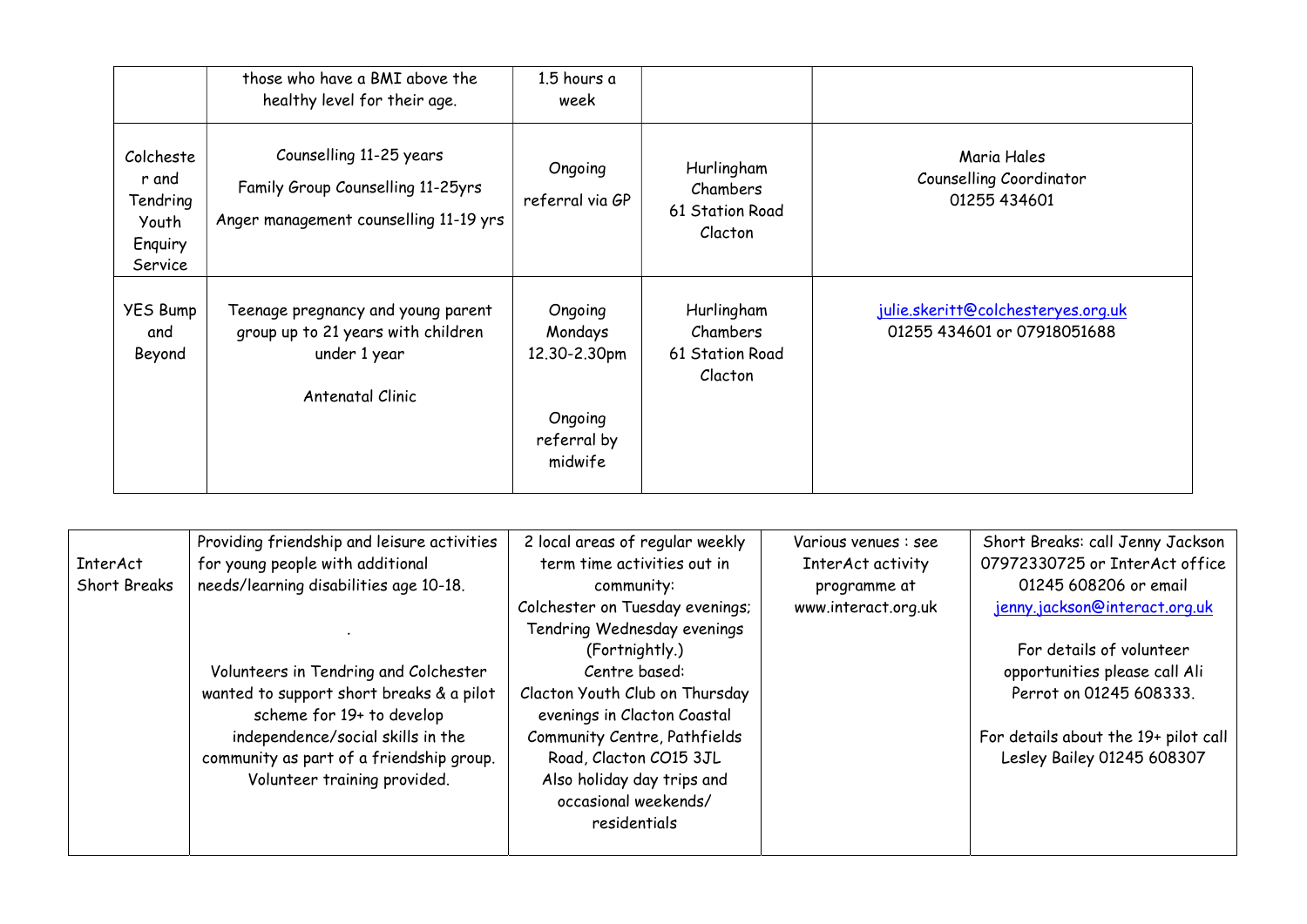| | | | | |
|---|---|---|---|---|
| | those who have a BMI above the healthy level for their age. | 1.5 hours a week | | |
| Colchester and Tendring Youth Enquiry Service | Counselling 11-25 years<br>Family Group Counselling 11-25yrs<br>Anger management counselling 11-19 yrs | Ongoing<br>referral via GP | Hurlingham Chambers<br>61 Station Road<br>Clacton | Maria Hales<br>Counselling Coordinator<br>01255 434601 |
| YES Bump and Beyond | Teenage pregnancy and young parent group up to 21 years with children under 1 year<br><br>Antenatal Clinic | Ongoing<br>Mondays<br>12.30-2.30pm<br><br>Ongoing<br>referral by midwife | Hurlingham Chambers<br>61 Station Road<br>Clacton | julie.skeritt@colchesteryes.org.uk<br>01255 434601 or 07918051688 |

| | | | | |
|---|---|---|---|---|
| InterAct Short Breaks | Providing friendship and leisure activities for young people with additional needs/learning disabilities age 10-18.<br><br>.<br><br>Volunteers in Tendring and Colchester wanted to support short breaks & a pilot scheme for 19+ to develop independence/social skills in the community as part of a friendship group. Volunteer training provided. | 2 local areas of regular weekly term time activities out in community:<br>Colchester on Tuesday evenings;<br>Tendring Wednesday evenings (Fortnightly.)<br>Centre based:<br>Clacton Youth Club on Thursday evenings in Clacton Coastal Community Centre, Pathfields Road, Clacton CO15 3JL<br>Also holiday day trips and occasional weekends/ residentials | Various venues : see InterAct activity programme at www.interact.org.uk | Short Breaks: call Jenny Jackson 07972330725 or InterAct office 01245 608206 or email jenny.jackson@interact.org.uk<br><br>For details of volunteer opportunities please call Ali Perrot on 01245 608333.<br><br>For details about the 19+ pilot call Lesley Bailey 01245 608307 |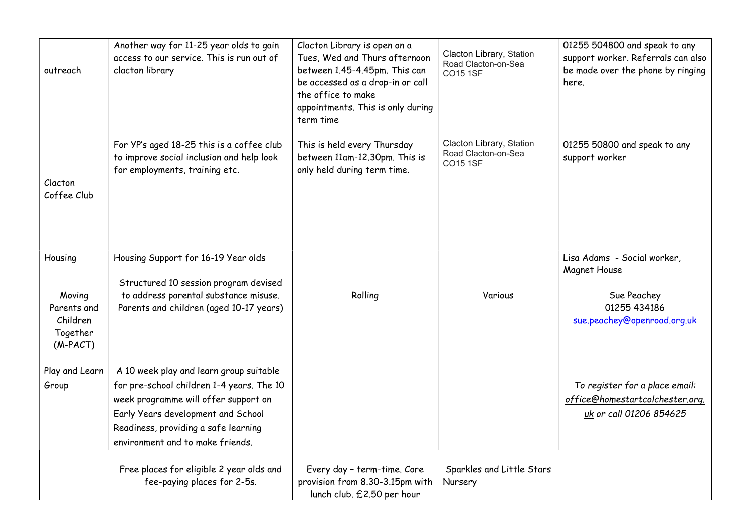| | | | | |
|---|---|---|---|---|
| outreach | Another way for 11-25 year olds to gain access to our service. This is run out of clacton library | Clacton Library is open on a Tues, Wed and Thurs afternoon between 1.45-4.45pm. This can be accessed as a drop-in or call the office to make appointments. This is only during term time | Clacton Library, Station Road Clacton-on-Sea CO15 1SF | 01255 504800 and speak to any support worker. Referrals can also be made over the phone by ringing here. |
| Clacton Coffee Club | For YP's aged 18-25 this is a coffee club to improve social inclusion and help look for employments, training etc. | This is held every Thursday between 11am-12.30pm. This is only held during term time. | Clacton Library, Station Road Clacton-on-Sea CO15 1SF | 01255 50800 and speak to any support worker |
| Housing | Housing Support for 16-19 Year olds | | | Lisa Adams - Social worker, Magnet House |
| Moving Parents and Children Together (M-PACT) | Structured 10 session program devised to address parental substance misuse. Parents and children (aged 10-17 years) | Rolling | Various | Sue Peachey 01255 434186 sue.peachey@openroad.org.uk |
| Play and Learn Group | A 10 week play and learn group suitable for pre-school children 1-4 years. The 10 week programme will offer support on Early Years development and School Readiness, providing a safe learning environment and to make friends. | | | *To register for a place email: office@homestartcolchester.org.uk or call 01206 854625* |
| | Free places for eligible 2 year olds and fee-paying places for 2-5s. | Every day – term-time. Core provision from 8.30-3.15pm with lunch club. £2.50 per hour | Sparkles and Little Stars Nursery | |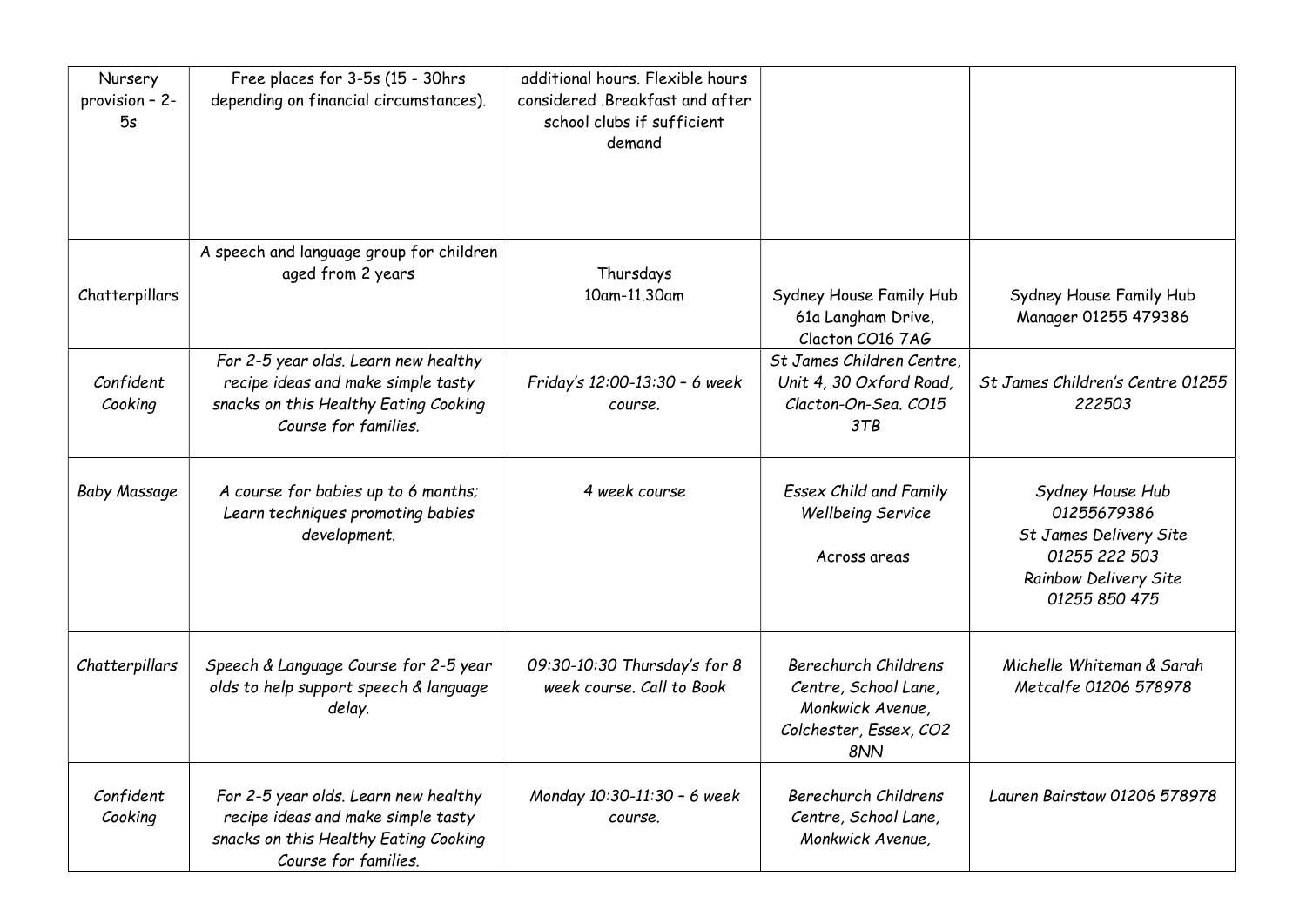| Nursery provision – 2-5s | Free places for 3-5s (15 - 30hrs depending on financial circumstances). | additional hours. Flexible hours considered .Breakfast and after school clubs if sufficient demand | | |
|---|---|---|---|---|
| Chatterpillars | A speech and language group for children aged from 2 years | Thursdays 10am-11.30am | Sydney House Family Hub 61a Langham Drive, Clacton CO16 7AG | Sydney House Family Hub Manager 01255 479386 |
| *Confident Cooking* | *For 2-5 year olds. Learn new healthy recipe ideas and make simple tasty snacks on this Healthy Eating Cooking Course for families.* | *Friday's 12:00-13:30 – 6 week course.* | *St James Children Centre, Unit 4, 30 Oxford Road, Clacton-On-Sea. CO15 3TB* | *St James Children's Centre 01255 222503* |
| *Baby Massage* | *A course for babies up to 6 months; Learn techniques promoting babies development.* | *4 week course* | *Essex Child and Family Wellbeing Service*<br><br>*Across areas* | *Sydney House Hub 01255679386*<br>*St James Delivery Site 01255 222 503*<br>*Rainbow Delivery Site 01255 850 475* |
| *Chatterpillars* | *Speech & Language Course for 2-5 year olds to help support speech & language delay.* | *09:30-10:30 Thursday's for 8 week course. Call to Book* | *Berechurch Childrens Centre, School Lane, Monkwick Avenue, Colchester, Essex, CO2 8NN* | *Michelle Whiteman & Sarah Metcalfe 01206 578978* |
| *Confident Cooking* | *For 2-5 year olds. Learn new healthy recipe ideas and make simple tasty snacks on this Healthy Eating Cooking Course for families.* | *Monday 10:30-11:30 – 6 week course.* | *Berechurch Childrens Centre, School Lane, Monkwick Avenue,* | *Lauren Bairstow 01206 578978* |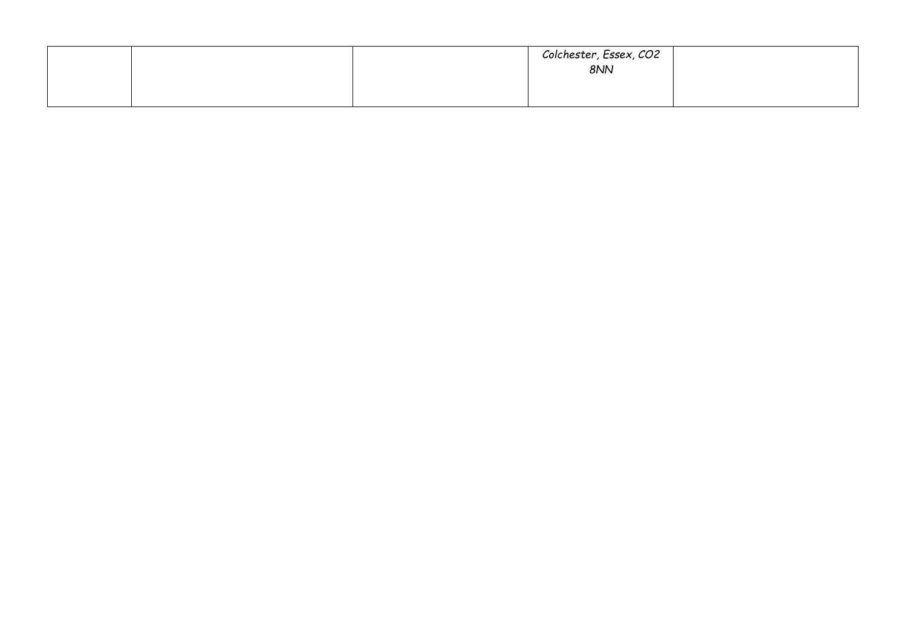| | | | | |
|---|---|---|---|---|
| | | | *Colchester, Essex, CO2 8NN* | |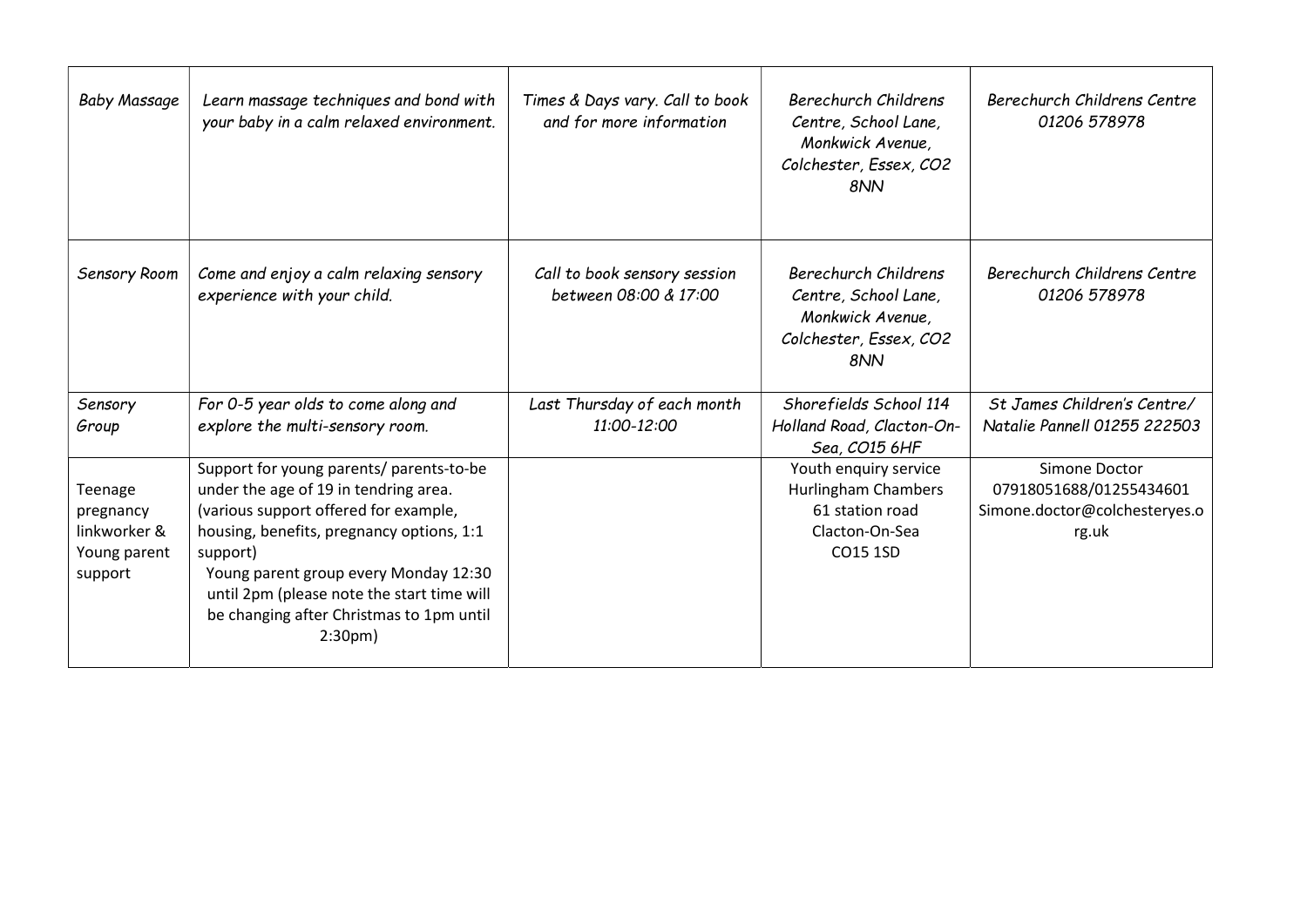| Baby Massage | Learn massage techniques and bond with your baby in a calm relaxed environment. | Times & Days vary. Call to book and for more information | Berechurch Childrens Centre, School Lane, Monkwick Avenue, Colchester, Essex, CO2 8NN | Berechurch Childrens Centre 01206 578978 |
|---|---|---|---|---|
| Sensory Room | Come and enjoy a calm relaxing sensory experience with your child. | Call to book sensory session between 08:00 & 17:00 | Berechurch Childrens Centre, School Lane, Monkwick Avenue, Colchester, Essex, CO2 8NN | Berechurch Childrens Centre 01206 578978 |
| Sensory Group | For 0-5 year olds to come along and explore the multi-sensory room. | Last Thursday of each month 11:00-12:00 | Shorefields School 114 Holland Road, Clacton-On-Sea, CO15 6HF | St James Children's Centre/ Natalie Pannell 01255 222503 |
| Teenage pregnancy linkworker & Young parent support | Support for young parents/ parents-to-be under the age of 19 in tendring area. (various support offered for example, housing, benefits, pregnancy options, 1:1 support) Young parent group every Monday 12:30 until 2pm (please note the start time will be changing after Christmas to 1pm until 2:30pm) | | Youth enquiry service Hurlingham Chambers 61 station road Clacton-On-Sea CO15 1SD | Simone Doctor 07918051688/01255434601 Simone.doctor@colchesteryes.org.uk |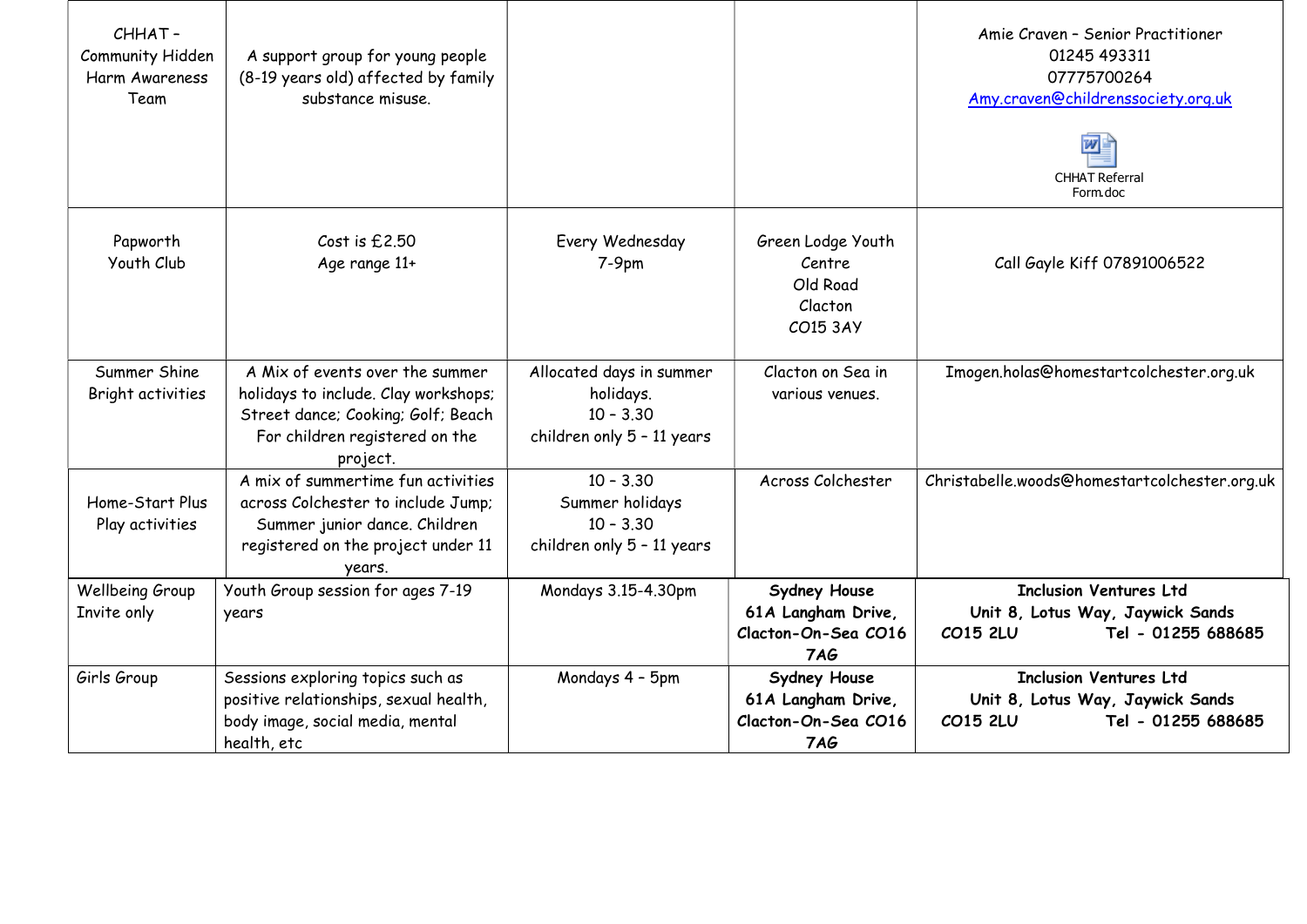| | | | | |
|---|---|---|---|---|
| CHHAT – Community Hidden Harm Awareness Team | A support group for young people (8-19 years old) affected by family substance misuse. | | | Amie Craven – Senior Practitioner<br>01245 493311<br>07775700264<br>Amy.craven@childrenssociety.org.uk<br>CHHAT Referral Form.doc |
| Papworth Youth Club | Cost is £2.50<br>Age range 11+ | Every Wednesday<br>7-9pm | Green Lodge Youth Centre<br>Old Road<br>Clacton<br>CO15 3AY | Call Gayle Kiff 07891006522 |
| Summer Shine Bright activities | A Mix of events over the summer holidays to include. Clay workshops; Street dance; Cooking; Golf; Beach For children registered on the project. | Allocated days in summer holidays.<br>10 – 3.30<br>children only 5 – 11 years | Clacton on Sea in various venues. | Imogen.holas@homestartcolchester.org.uk |
| Home-Start Plus Play activities | A mix of summertime fun activities across Colchester to include Jump; Summer junior dance. Children registered on the project under 11 years. | 10 – 3.30<br>Summer holidays<br>10 – 3.30<br>children only 5 – 11 years | Across Colchester | Christabelle.woods@homestartcolchester.org.uk |
| Wellbeing Group Invite only | Youth Group session for ages 7-19 years | Mondays 3.15-4.30pm | **Sydney House 61A Langham Drive, Clacton-On-Sea CO16 7AG** | **Inclusion Ventures Ltd**<br>**Unit 8, Lotus Way, Jaywick Sands CO15 2LU Tel - 01255 688685** |
| Girls Group | Sessions exploring topics such as positive relationships, sexual health, body image, social media, mental health, etc | Mondays 4 – 5pm | **Sydney House 61A Langham Drive, Clacton-On-Sea CO16 7AG** | **Inclusion Ventures Ltd**<br>**Unit 8, Lotus Way, Jaywick Sands CO15 2LU Tel - 01255 688685** |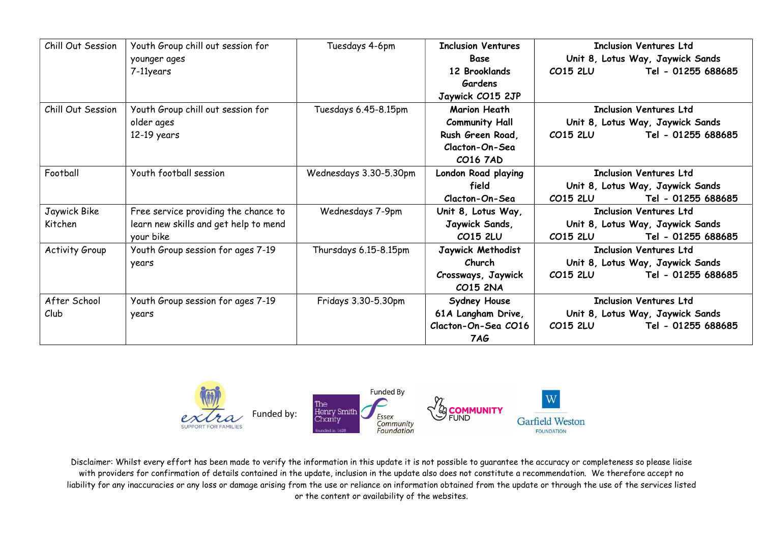| | | | | |
|---|---|---|---|---|
| Chill Out Session | Youth Group chill out session for younger ages 7-11years | Tuesdays 4-6pm | **Inclusion Ventures Base 12 Brooklands Gardens Jaywick CO15 2JP** | **Inclusion Ventures Ltd Unit 8, Lotus Way, Jaywick Sands CO15 2LU Tel - 01255 688685** |
| Chill Out Session | Youth Group chill out session for older ages 12-19 years | Tuesdays 6.45-8.15pm | **Marion Heath Community Hall Rush Green Road, Clacton-On-Sea CO16 7AD** | **Inclusion Ventures Ltd Unit 8, Lotus Way, Jaywick Sands CO15 2LU Tel - 01255 688685** |
| Football | Youth football session | Wednesdays 3.30-5.30pm | **London Road playing field Clacton-On-Sea** | **Inclusion Ventures Ltd Unit 8, Lotus Way, Jaywick Sands CO15 2LU Tel - 01255 688685** |
| Jaywick Bike Kitchen | Free service providing the chance to learn new skills and get help to mend your bike | Wednesdays 7-9pm | **Unit 8, Lotus Way, Jaywick Sands, CO15 2LU** | **Inclusion Ventures Ltd Unit 8, Lotus Way, Jaywick Sands CO15 2LU Tel - 01255 688685** |
| Activity Group | Youth Group session for ages 7-19 years | Thursdays 6.15-8.15pm | **Jaywick Methodist Church Crossways, Jaywick CO15 2NA** | **Inclusion Ventures Ltd Unit 8, Lotus Way, Jaywick Sands CO15 2LU Tel - 01255 688685** |
| After School Club | Youth Group session for ages 7-19 years | Fridays 3.30-5.30pm | **Sydney House 61A Langham Drive, Clacton-On-Sea CO16 7AG** | **Inclusion Ventures Ltd Unit 8, Lotus Way, Jaywick Sands CO15 2LU Tel - 01255 688685** |

extra SUPPORT FOR FAMILIES

Funded by:

The Henry Smith Charity

Funded By Essex Community Foundation

COMMUNITY FUND

Garfield Weston FOUNDATION

Disclaimer: Whilst every effort has been made to verify the information in this update it is not possible to guarantee the accuracy or completeness so please liaise with providers for confirmation of details contained in the update, inclusion in the update also does not constitute a recommendation. We therefore accept no liability for any inaccuracies or any loss or damage arising from the use or reliance on information obtained from the update or through the use of the services listed or the content or availability of the websites.